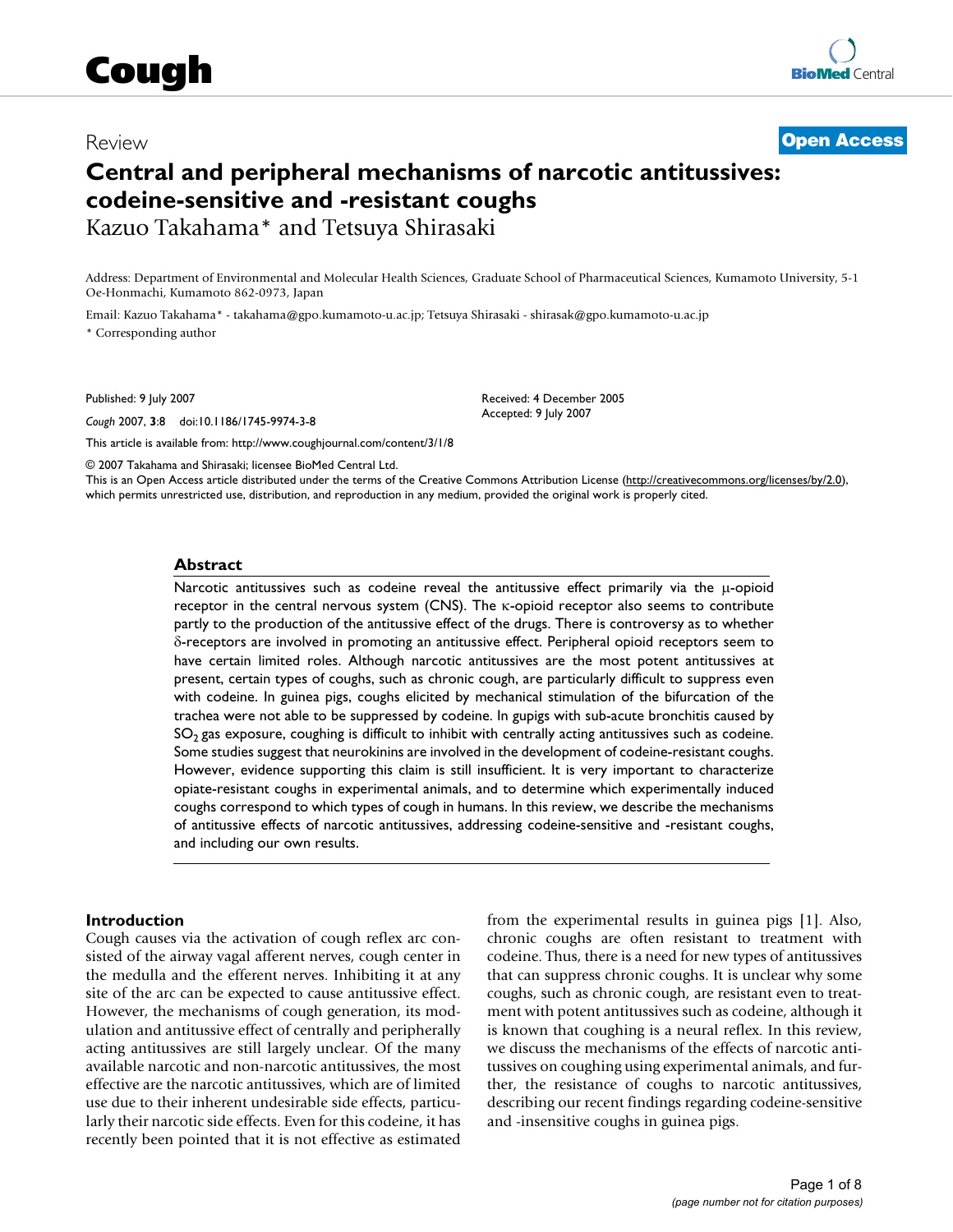# Cough

Review

**Open Access**

# Central and peripheral mechanisms of narcotic antitussives: codeine-sensitive and -resistant coughs

Kazuo Takahama* and Tetsuya Shirasaki

Address: Department of Environmental and Molecular Health Sciences, Graduate School of Pharmaceutical Sciences, Kumamoto University, 5-1 Oe-Honmachi, Kumamoto 862-0973, Japan

Email: Kazuo Takahama* - takahama@gpo.kumamoto-u.ac.jp; Tetsuya Shirasaki - shirasak@gpo.kumamoto-u.ac.jp

\* Corresponding author

Published: 9 July 2007

*Cough* 2007, **3**:8 doi:10.1186/1745-9974-3-8

Received: 4 December 2005
Accepted: 9 July 2007

This article is available from: http://www.coughjournal.com/content/3/1/8

© 2007 Takahama and Shirasaki; licensee BioMed Central Ltd.
This is an Open Access article distributed under the terms of the Creative Commons Attribution License (http://creativecommons.org/licenses/by/2.0), which permits unrestricted use, distribution, and reproduction in any medium, provided the original work is properly cited.

## Abstract

Narcotic antitussives such as codeine reveal the antitussive effect primarily via the μ-opioid receptor in the central nervous system (CNS). The κ-opioid receptor also seems to contribute partly to the production of the antitussive effect of the drugs. There is controversy as to whether δ-receptors are involved in promoting an antitussive effect. Peripheral opioid receptors seem to have certain limited roles. Although narcotic antitussives are the most potent antitussives at present, certain types of coughs, such as chronic cough, are particularly difficult to suppress even with codeine. In guinea pigs, coughs elicited by mechanical stimulation of the bifurcation of the trachea were not able to be suppressed by codeine. In gupigs with sub-acute bronchitis caused by $SO_2$ gas exposure, coughing is difficult to inhibit with centrally acting antitussives such as codeine. Some studies suggest that neurokinins are involved in the development of codeine-resistant coughs. However, evidence supporting this claim is still insufficient. It is very important to characterize opiate-resistant coughs in experimental animals, and to determine which experimentally induced coughs correspond to which types of cough in humans. In this review, we describe the mechanisms of antitussive effects of narcotic antitussives, addressing codeine-sensitive and -resistant coughs, and including our own results.

## Introduction

Cough causes via the activation of cough reflex arc consisted of the airway vagal afferent nerves, cough center in the medulla and the efferent nerves. Inhibiting it at any site of the arc can be expected to cause antitussive effect. However, the mechanisms of cough generation, its modulation and antitussive effect of centrally and peripherally acting antitussives are still largely unclear. Of the many available narcotic and non-narcotic antitussives, the most effective are the narcotic antitussives, which are of limited use due to their inherent undesirable side effects, particularly their narcotic side effects. Even for this codeine, it has recently been pointed that it is not effective as estimated from the experimental results in guinea pigs [1]. Also, chronic coughs are often resistant to treatment with codeine. Thus, there is a need for new types of antitussives that can suppress chronic coughs. It is unclear why some coughs, such as chronic cough, are resistant even to treatment with potent antitussives such as codeine, although it is known that coughing is a neural reflex. In this review, we discuss the mechanisms of the effects of narcotic antitussives on coughing using experimental animals, and further, the resistance of coughs to narcotic antitussives, describing our recent findings regarding codeine-sensitive and -insensitive coughs in guinea pigs.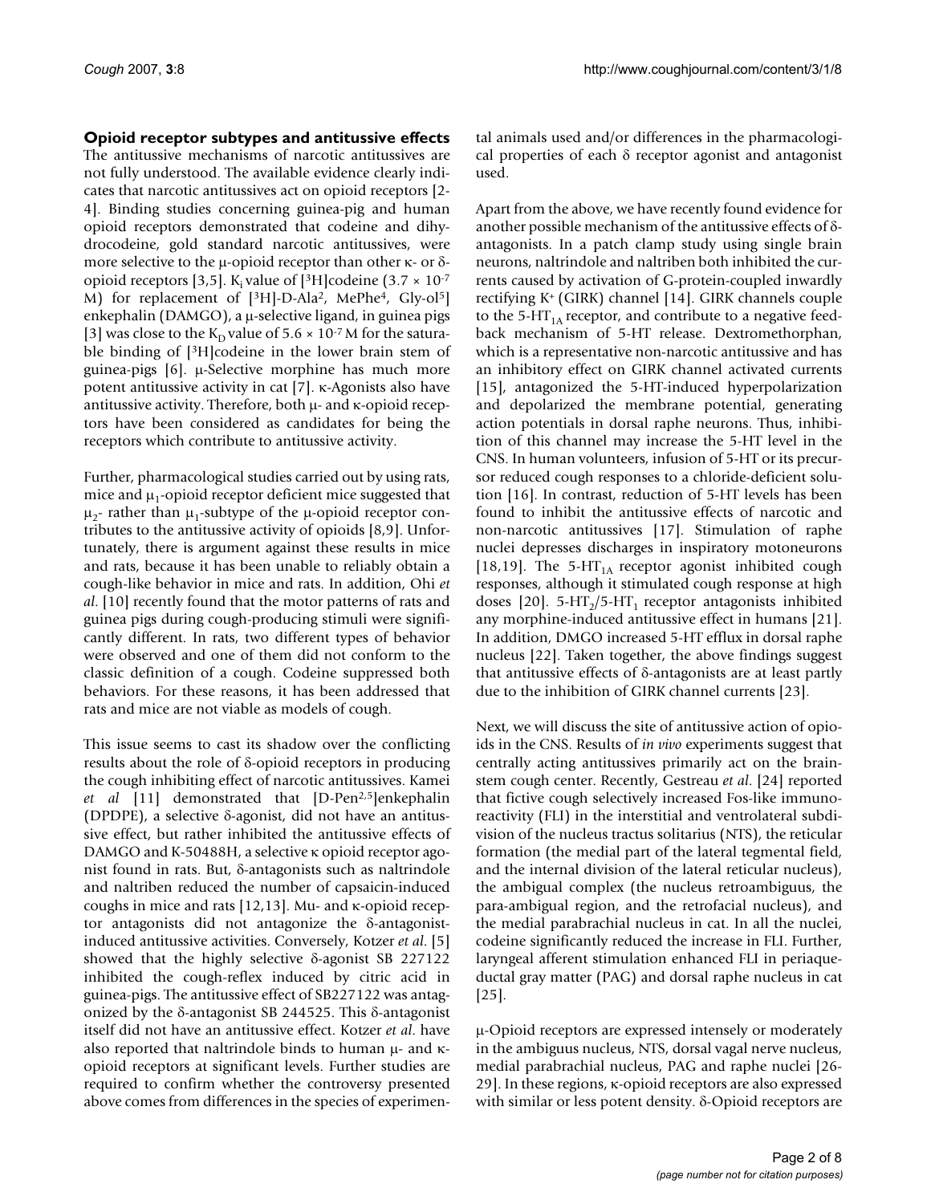### Opioid receptor subtypes and antitussive effects

The antitussive mechanisms of narcotic antitussives are not fully understood. The available evidence clearly indicates that narcotic antitussives act on opioid receptors [2-4]. Binding studies concerning guinea-pig and human opioid receptors demonstrated that codeine and dihydrocodeine, gold standard narcotic antitussives, were more selective to the μ-opioid receptor than other κ- or δ-opioid receptors [3,5]. $K_i$ value of [$^3$H]codeine ($3.7 \times 10^{-7}$ M) for replacement of [$^3$H]-D-Ala$^2$, MePhe$^4$, Gly-ol$^5$] enkephalin (DAMGO), a μ-selective ligand, in guinea pigs [3] was close to the $K_D$ value of $5.6 \times 10^{-7}$ M for the saturable binding of [$^3$H]codeine in the lower brain stem of guinea-pigs [6]. μ-Selective morphine has much more potent antitussive activity in cat [7]. κ-Agonists also have antitussive activity. Therefore, both μ- and κ-opioid receptors have been considered as candidates for being the receptors which contribute to antitussive activity.

Further, pharmacological studies carried out by using rats, mice and $\mu_1$-opioid receptor deficient mice suggested that $\mu_2$- rather than $\mu_1$-subtype of the μ-opioid receptor contributes to the antitussive activity of opioids [8,9]. Unfortunately, there is argument against these results in mice and rats, because it has been unable to reliably obtain a cough-like behavior in mice and rats. In addition, Ohi *et al*. [10] recently found that the motor patterns of rats and guinea pigs during cough-producing stimuli were significantly different. In rats, two different types of behavior were observed and one of them did not conform to the classic definition of a cough. Codeine suppressed both behaviors. For these reasons, it has been addressed that rats and mice are not viable as models of cough.

This issue seems to cast its shadow over the conflicting results about the role of δ-opioid receptors in producing the cough inhibiting effect of narcotic antitussives. Kamei *et al* [11] demonstrated that [D-Pen$^{2,5}$]enkephalin (DPDPE), a selective δ-agonist, did not have an antitussive effect, but rather inhibited the antitussive effects of DAMGO and K-50488H, a selective κ opioid receptor agonist found in rats. But, δ-antagonists such as naltrindole and naltriben reduced the number of capsaicin-induced coughs in mice and rats [12,13]. Mu- and κ-opioid receptor antagonists did not antagonize the δ-antagonist-induced antitussive activities. Conversely, Kotzer *et al*. [5] showed that the highly selective δ-agonist SB 227122 inhibited the cough-reflex induced by citric acid in guinea-pigs. The antitussive effect of SB227122 was antagonized by the δ-antagonist SB 244525. This δ-antagonist itself did not have an antitussive effect. Kotzer *et al*. have also reported that naltrindole binds to human μ- and κ-opioid receptors at significant levels. Further studies are required to confirm whether the controversy presented above comes from differences in the species of experimental animals used and/or differences in the pharmacological properties of each δ receptor agonist and antagonist used.

Apart from the above, we have recently found evidence for another possible mechanism of the antitussive effects of δ-antagonists. In a patch clamp study using single brain neurons, naltrindole and naltriben both inhibited the currents caused by activation of G-protein-coupled inwardly rectifying $K^+$ (GIRK) channel [14]. GIRK channels couple to the 5-$HT_{1A}$ receptor, and contribute to a negative feedback mechanism of 5-HT release. Dextromethorphan, which is a representative non-narcotic antitussive and has an inhibitory effect on GIRK channel activated currents [15], antagonized the 5-HT-induced hyperpolarization and depolarized the membrane potential, generating action potentials in dorsal raphe neurons. Thus, inhibition of this channel may increase the 5-HT level in the CNS. In human volunteers, infusion of 5-HT or its precursor reduced cough responses to a chloride-deficient solution [16]. In contrast, reduction of 5-HT levels has been found to inhibit the antitussive effects of narcotic and non-narcotic antitussives [17]. Stimulation of raphe nuclei depresses discharges in inspiratory motoneurons [18,19]. The 5-$HT_{1A}$ receptor agonist inhibited cough responses, although it stimulated cough response at high doses [20]. 5-$HT_2$/5-$HT_1$ receptor antagonists inhibited any morphine-induced antitussive effect in humans [21]. In addition, DMGO increased 5-HT efflux in dorsal raphe nucleus [22]. Taken together, the above findings suggest that antitussive effects of δ-antagonists are at least partly due to the inhibition of GIRK channel currents [23].

Next, we will discuss the site of antitussive action of opioids in the CNS. Results of *in vivo* experiments suggest that centrally acting antitussives primarily act on the brainstem cough center. Recently, Gestreau *et al*. [24] reported that fictive cough selectively increased Fos-like immunoreactivity (FLI) in the interstitial and ventrolateral subdivision of the nucleus tractus solitarius (NTS), the reticular formation (the medial part of the lateral tegmental field, and the internal division of the lateral reticular nucleus), the ambigual complex (the nucleus retroambiguus, the para-ambigual region, and the retrofacial nucleus), and the medial parabrachial nucleus in cat. In all the nuclei, codeine significantly reduced the increase in FLI. Further, laryngeal afferent stimulation enhanced FLI in periaqueductal gray matter (PAG) and dorsal raphe nucleus in cat [25].

μ-Opioid receptors are expressed intensely or moderately in the ambiguus nucleus, NTS, dorsal vagal nerve nucleus, medial parabrachial nucleus, PAG and raphe nuclei [26-29]. In these regions, κ-opioid receptors are also expressed with similar or less potent density. δ-Opioid receptors are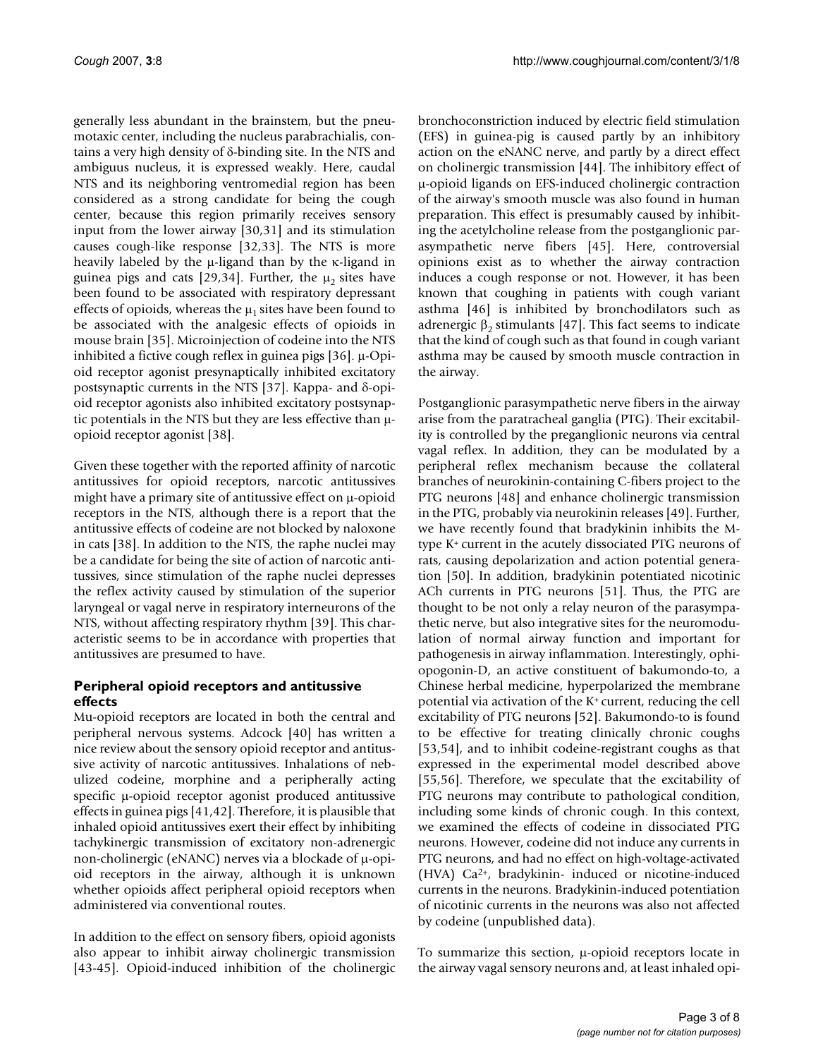generally less abundant in the brainstem, but the pneumotaxic center, including the nucleus parabrachialis, contains a very high density of δ-binding site. In the NTS and ambiguus nucleus, it is expressed weakly. Here, caudal NTS and its neighboring ventromedial region has been considered as a strong candidate for being the cough center, because this region primarily receives sensory input from the lower airway [30,31] and its stimulation causes cough-like response [32,33]. The NTS is more heavily labeled by the μ-ligand than by the κ-ligand in guinea pigs and cats [29,34]. Further, the $\mu_2$ sites have been found to be associated with respiratory depressant effects of opioids, whereas the $\mu_1$ sites have been found to be associated with the analgesic effects of opioids in mouse brain [35]. Microinjection of codeine into the NTS inhibited a fictive cough reflex in guinea pigs [36]. μ-Opioid receptor agonist presynaptically inhibited excitatory postsynaptic currents in the NTS [37]. Kappa- and δ-opioid receptor agonists also inhibited excitatory postsynaptic potentials in the NTS but they are less effective than μ-opioid receptor agonist [38].

Given these together with the reported affinity of narcotic antitussives for opioid receptors, narcotic antitussives might have a primary site of antitussive effect on μ-opioid receptors in the NTS, although there is a report that the antitussive effects of codeine are not blocked by naloxone in cats [38]. In addition to the NTS, the raphe nuclei may be a candidate for being the site of action of narcotic antitussives, since stimulation of the raphe nuclei depresses the reflex activity caused by stimulation of the superior laryngeal or vagal nerve in respiratory interneurons of the NTS, without affecting respiratory rhythm [39]. This characteristic seems to be in accordance with properties that antitussives are presumed to have.

### Peripheral opioid receptors and antitussive effects

Mu-opioid receptors are located in both the central and peripheral nervous systems. Adcock [40] has written a nice review about the sensory opioid receptor and antitussive activity of narcotic antitussives. Inhalations of nebulized codeine, morphine and a peripherally acting specific μ-opioid receptor agonist produced antitussive effects in guinea pigs [41,42]. Therefore, it is plausible that inhaled opioid antitussives exert their effect by inhibiting tachykinergic transmission of excitatory non-adrenergic non-cholinergic (eNANC) nerves via a blockade of μ-opioid receptors in the airway, although it is unknown whether opioids affect peripheral opioid receptors when administered via conventional routes.

In addition to the effect on sensory fibers, opioid agonists also appear to inhibit airway cholinergic transmission [43-45]. Opioid-induced inhibition of the cholinergic bronchoconstriction induced by electric field stimulation (EFS) in guinea-pig is caused partly by an inhibitory action on the eNANC nerve, and partly by a direct effect on cholinergic transmission [44]. The inhibitory effect of μ-opioid ligands on EFS-induced cholinergic contraction of the airway's smooth muscle was also found in human preparation. This effect is presumably caused by inhibiting the acetylcholine release from the postganglionic parasympathetic nerve fibers [45]. Here, controversial opinions exist as to whether the airway contraction induces a cough response or not. However, it has been known that coughing in patients with cough variant asthma [46] is inhibited by bronchodilators such as adrenergic $\beta_2$ stimulants [47]. This fact seems to indicate that the kind of cough such as that found in cough variant asthma may be caused by smooth muscle contraction in the airway.

Postganglionic parasympathetic nerve fibers in the airway arise from the paratracheal ganglia (PTG). Their excitability is controlled by the preganglionic neurons via central vagal reflex. In addition, they can be modulated by a peripheral reflex mechanism because the collateral branches of neurokinin-containing C-fibers project to the PTG neurons [48] and enhance cholinergic transmission in the PTG, probably via neurokinin releases [49]. Further, we have recently found that bradykinin inhibits the M-type $K^+$ current in the acutely dissociated PTG neurons of rats, causing depolarization and action potential generation [50]. In addition, bradykinin potentiated nicotinic ACh currents in PTG neurons [51]. Thus, the PTG are thought to be not only a relay neuron of the parasympathetic nerve, but also integrative sites for the neuromodulation of normal airway function and important for pathogenesis in airway inflammation. Interestingly, ophiopogonin-D, an active constituent of bakumondo-to, a Chinese herbal medicine, hyperpolarized the membrane potential via activation of the $K^+$ current, reducing the cell excitability of PTG neurons [52]. Bakumondo-to is found to be effective for treating clinically chronic coughs [53,54], and to inhibit codeine-registrant coughs as that expressed in the experimental model described above [55,56]. Therefore, we speculate that the excitability of PTG neurons may contribute to pathological condition, including some kinds of chronic cough. In this context, we examined the effects of codeine in dissociated PTG neurons. However, codeine did not induce any currents in PTG neurons, and had no effect on high-voltage-activated (HVA) $Ca^{2+}$, bradykinin- induced or nicotine-induced currents in the neurons. Bradykinin-induced potentiation of nicotinic currents in the neurons was also not affected by codeine (unpublished data).

To summarize this section, μ-opioid receptors locate in the airway vagal sensory neurons and, at least inhaled opi-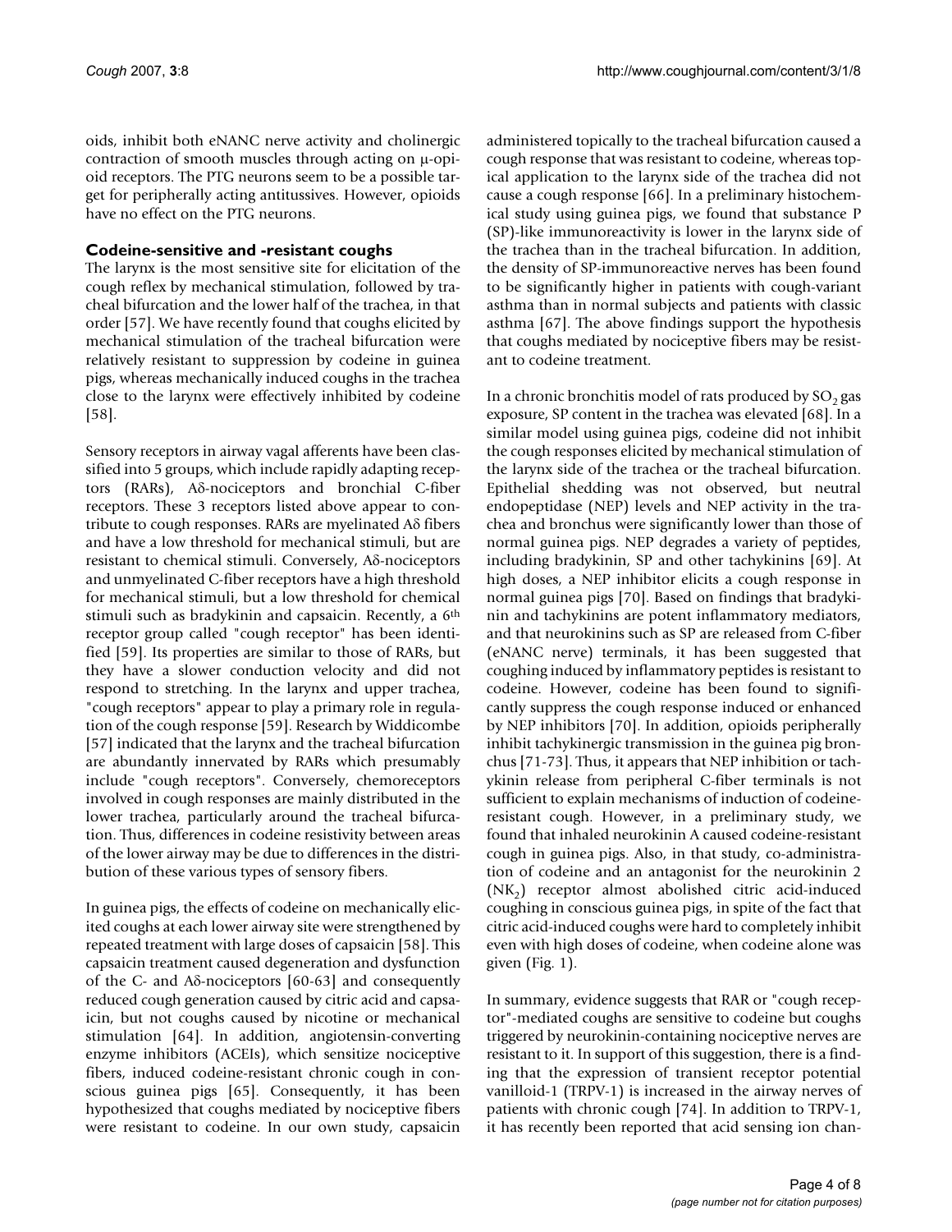oids, inhibit both eNANC nerve activity and cholinergic contraction of smooth muscles through acting on μ-opioid receptors. The PTG neurons seem to be a possible target for peripherally acting antitussives. However, opioids have no effect on the PTG neurons.

### Codeine-sensitive and -resistant coughs

The larynx is the most sensitive site for elicitation of the cough reflex by mechanical stimulation, followed by tracheal bifurcation and the lower half of the trachea, in that order [57]. We have recently found that coughs elicited by mechanical stimulation of the tracheal bifurcation were relatively resistant to suppression by codeine in guinea pigs, whereas mechanically induced coughs in the trachea close to the larynx were effectively inhibited by codeine [58].

Sensory receptors in airway vagal afferents have been classified into 5 groups, which include rapidly adapting receptors (RARs), Aδ-nociceptors and bronchial C-fiber receptors. These 3 receptors listed above appear to contribute to cough responses. RARs are myelinated Aδ fibers and have a low threshold for mechanical stimuli, but are resistant to chemical stimuli. Conversely, Aδ-nociceptors and unmyelinated C-fiber receptors have a high threshold for mechanical stimuli, but a low threshold for chemical stimuli such as bradykinin and capsaicin. Recently, a 6th receptor group called "cough receptor" has been identified [59]. Its properties are similar to those of RARs, but they have a slower conduction velocity and did not respond to stretching. In the larynx and upper trachea, "cough receptors" appear to play a primary role in regulation of the cough response [59]. Research by Widdicombe [57] indicated that the larynx and the tracheal bifurcation are abundantly innervated by RARs which presumably include "cough receptors". Conversely, chemoreceptors involved in cough responses are mainly distributed in the lower trachea, particularly around the tracheal bifurcation. Thus, differences in codeine resistivity between areas of the lower airway may be due to differences in the distribution of these various types of sensory fibers.

In guinea pigs, the effects of codeine on mechanically elicited coughs at each lower airway site were strengthened by repeated treatment with large doses of capsaicin [58]. This capsaicin treatment caused degeneration and dysfunction of the C- and Aδ-nociceptors [60-63] and consequently reduced cough generation caused by citric acid and capsaicin, but not coughs caused by nicotine or mechanical stimulation [64]. In addition, angiotensin-converting enzyme inhibitors (ACEIs), which sensitize nociceptive fibers, induced codeine-resistant chronic cough in conscious guinea pigs [65]. Consequently, it has been hypothesized that coughs mediated by nociceptive fibers were resistant to codeine. In our own study, capsaicin administered topically to the tracheal bifurcation caused a cough response that was resistant to codeine, whereas topical application to the larynx side of the trachea did not cause a cough response [66]. In a preliminary histochemical study using guinea pigs, we found that substance P (SP)-like immunoreactivity is lower in the larynx side of the trachea than in the tracheal bifurcation. In addition, the density of SP-immunoreactive nerves has been found to be significantly higher in patients with cough-variant asthma than in normal subjects and patients with classic asthma [67]. The above findings support the hypothesis that coughs mediated by nociceptive fibers may be resistant to codeine treatment.

In a chronic bronchitis model of rats produced by $SO_2$ gas exposure, SP content in the trachea was elevated [68]. In a similar model using guinea pigs, codeine did not inhibit the cough responses elicited by mechanical stimulation of the larynx side of the trachea or the tracheal bifurcation. Epithelial shedding was not observed, but neutral endopeptidase (NEP) levels and NEP activity in the trachea and bronchus were significantly lower than those of normal guinea pigs. NEP degrades a variety of peptides, including bradykinin, SP and other tachykinins [69]. At high doses, a NEP inhibitor elicits a cough response in normal guinea pigs [70]. Based on findings that bradykinin and tachykinins are potent inflammatory mediators, and that neurokinins such as SP are released from C-fiber (eNANC nerve) terminals, it has been suggested that coughing induced by inflammatory peptides is resistant to codeine. However, codeine has been found to significantly suppress the cough response induced or enhanced by NEP inhibitors [70]. In addition, opioids peripherally inhibit tachykinergic transmission in the guinea pig bronchus [71-73]. Thus, it appears that NEP inhibition or tachykinin release from peripheral C-fiber terminals is not sufficient to explain mechanisms of induction of codeine-resistant cough. However, in a preliminary study, we found that inhaled neurokinin A caused codeine-resistant cough in guinea pigs. Also, in that study, co-administration of codeine and an antagonist for the neurokinin 2 ($NK_2$) receptor almost abolished citric acid-induced coughing in conscious guinea pigs, in spite of the fact that citric acid-induced coughs were hard to completely inhibit even with high doses of codeine, when codeine alone was given (Fig. 1).

In summary, evidence suggests that RAR or "cough receptor"-mediated coughs are sensitive to codeine but coughs triggered by neurokinin-containing nociceptive nerves are resistant to it. In support of this suggestion, there is a finding that the expression of transient receptor potential vanilloid-1 (TRPV-1) is increased in the airway nerves of patients with chronic cough [74]. In addition to TRPV-1, it has recently been reported that acid sensing ion chan-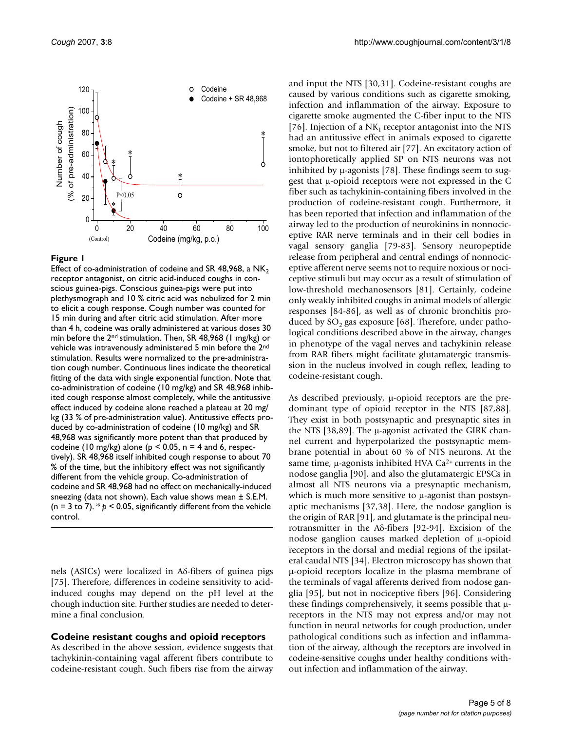**Figure 1**

Effect of co-administration of codeine and SR 48,968, a $NK_2$ receptor antagonist, on citric acid-induced coughs in conscious guinea-pigs. Conscious guinea-pigs were put into plethysmograph and 10 % citric acid was nebulized for 2 min to elicit a cough response. Cough number was counted for 15 min during and after citric acid stimulation. After more than 4 h, codeine was orally administered at various doses 30 min before the 2nd stimulation. Then, SR 48,968 (1 mg/kg) or vehicle was intravenously administered 5 min before the 2nd stimulation. Results were normalized to the pre-administration cough number. Continuous lines indicate the theoretical fitting of the data with single exponential function. Note that co-administration of codeine (10 mg/kg) and SR 48,968 inhibited cough response almost completely, while the antitussive effect induced by codeine alone reached a plateau at 20 mg/kg (33 % of pre-administration value). Antitussive effects produced by co-administration of codeine (10 mg/kg) and SR 48,968 was significantly more potent than that produced by codeine (10 mg/kg) alone ($p < 0.05$, n = 4 and 6, respectively). SR 48,968 itself inhibited cough response to about 70 % of the time, but the inhibitory effect was not significantly different from the vehicle group. Co-administration of codeine and SR 48,968 had no effect on mechanically-induced sneezing (data not shown). Each value shows mean ± S.E.M. (n = 3 to 7). * $p < 0.05$, significantly different from the vehicle control.

nels (ASICs) were localized in Aδ-fibers of guinea pigs [75]. Therefore, differences in codeine sensitivity to acid-induced coughs may depend on the pH level at the chough induction site. Further studies are needed to determine a final conclusion.

### Codeine resistant coughs and opioid receptors

As described in the above session, evidence suggests that tachykinin-containing vagal afferent fibers contribute to codeine-resistant cough. Such fibers rise from the airway and input the NTS [30,31]. Codeine-resistant coughs are caused by various conditions such as cigarette smoking, infection and inflammation of the airway. Exposure to cigarette smoke augmented the C-fiber input to the NTS [76]. Injection of a $NK_1$ receptor antagonist into the NTS had an antitussive effect in animals exposed to cigarette smoke, but not to filtered air [77]. An excitatory action of iontophoretically applied SP on NTS neurons was not inhibited by μ-agonists [78]. These findings seem to suggest that μ-opioid receptors were not expressed in the C fiber such as tachykinin-containing fibers involved in the production of codeine-resistant cough. Furthermore, it has been reported that infection and inflammation of the airway led to the production of neurokinins in nonnociceptive RAR nerve terminals and in their cell bodies in vagal sensory ganglia [79-83]. Sensory neuropeptide release from peripheral and central endings of nonnociceptive afferent nerve seems not to require noxious or nociceptive stimuli but may occur as a result of stimulation of low-threshold mechanosensors [81]. Certainly, codeine only weakly inhibited coughs in animal models of allergic responses [84-86], as well as of chronic bronchitis produced by $SO_2$ gas exposure [68]. Therefore, under pathological conditions described above in the airway, changes in phenotype of the vagal nerves and tachykinin release from RAR fibers might facilitate glutamatergic transmission in the nucleus involved in cough reflex, leading to codeine-resistant cough.

As described previously, μ-opioid receptors are the predominant type of opioid receptor in the NTS [87,88]. They exist in both postsynaptic and presynaptic sites in the NTS [38,89]. The μ-agonist activated the GIRK channel current and hyperpolarized the postsynaptic membrane potential in about 60 % of NTS neurons. At the same time, μ-agonists inhibited HVA $Ca^{2+}$ currents in the nodose ganglia [90], and also the glutamatergic EPSCs in almost all NTS neurons via a presynaptic mechanism, which is much more sensitive to μ-agonist than postsynaptic mechanisms [37,38]. Here, the nodose ganglion is the origin of RAR [91], and glutamate is the principal neurotransmitter in the Aδ-fibers [92-94]. Excision of the nodose ganglion causes marked depletion of μ-opioid receptors in the dorsal and medial regions of the ipsilateral caudal NTS [34]. Electron microscopy has shown that μ-opioid receptors localize in the plasma membrane of the terminals of vagal afferents derived from nodose ganglia [95], but not in nociceptive fibers [96]. Considering these findings comprehensively, it seems possible that μ-receptors in the NTS may not express and/or may not function in neural networks for cough production, under pathological conditions such as infection and inflammation of the airway, although the receptors are involved in codeine-sensitive coughs under healthy conditions without infection and inflammation of the airway.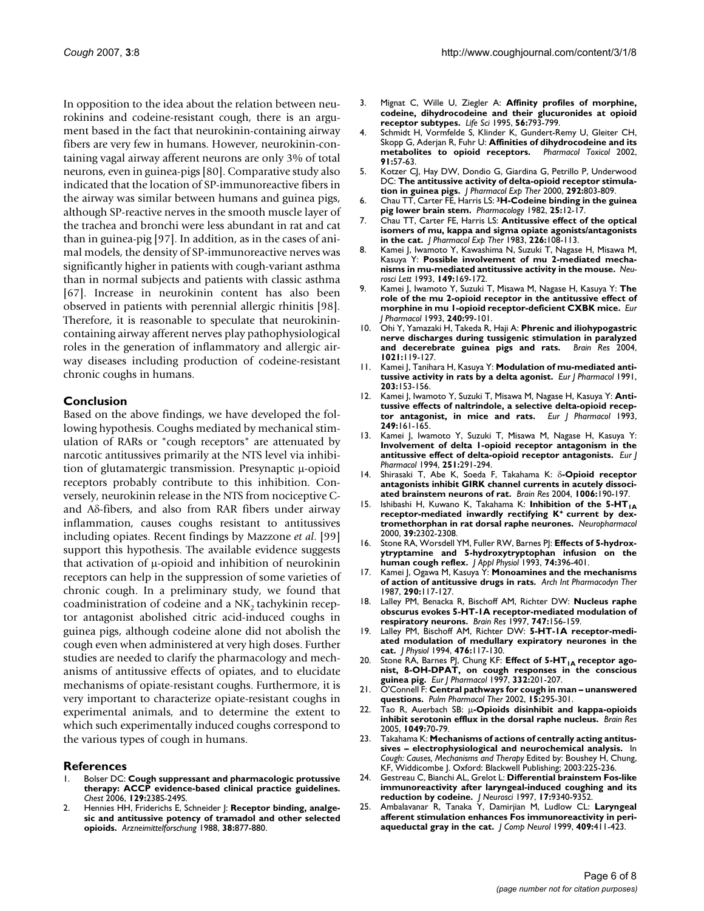In opposition to the idea about the relation between neurokinins and codeine-resistant cough, there is an argument based in the fact that neurokinin-containing airway fibers are very few in humans. However, neurokinin-containing vagal airway afferent neurons are only 3% of total neurons, even in guinea-pigs [80]. Comparative study also indicated that the location of SP-immunoreactive fibers in the airway was similar between humans and guinea pigs, although SP-reactive nerves in the smooth muscle layer of the trachea and bronchi were less abundant in rat and cat than in guinea-pig [97]. In addition, as in the cases of animal models, the density of SP-immunoreactive nerves was significantly higher in patients with cough-variant asthma than in normal subjects and patients with classic asthma [67]. Increase in neurokinin content has also been observed in patients with perennial allergic rhinitis [98]. Therefore, it is reasonable to speculate that neurokinin-containing airway afferent nerves play pathophysiological roles in the generation of inflammatory and allergic airway diseases including production of codeine-resistant chronic coughs in humans.

## Conclusion

Based on the above findings, we have developed the following hypothesis. Coughs mediated by mechanical stimulation of RARs or "cough receptors" are attenuated by narcotic antitussives primarily at the NTS level via inhibition of glutamatergic transmission. Presynaptic μ-opioid receptors probably contribute to this inhibition. Conversely, neurokinin release in the NTS from nociceptive C- and Aδ-fibers, and also from RAR fibers under airway inflammation, causes coughs resistant to antitussives including opiates. Recent findings by Mazzone *et al.* [99] support this hypothesis. The available evidence suggests that activation of μ-opioid and inhibition of neurokinin receptors can help in the suppression of some varieties of chronic cough. In a preliminary study, we found that coadministration of codeine and a $NK_2$ tachykinin receptor antagonist abolished citric acid-induced coughs in guinea pigs, although codeine alone did not abolish the cough even when administered at very high doses. Further studies are needed to clarify the pharmacology and mechanisms of antitussive effects of opiates, and to elucidate mechanisms of opiate-resistant coughs. Furthermore, it is very important to characterize opiate-resistant coughs in experimental animals, and to determine the extent to which such experimentally induced coughs correspond to the various types of cough in humans.

## References

1. Bolser DC: **Cough suppressant and pharmacologic protussive therapy: ACCP evidence-based clinical practice guidelines.** *Chest* 2006, **129:**238S-249S.
2. Hennies HH, Friderichs E, Schneider J: **Receptor binding, analgesic and antitussive potency of tramadol and other selected opioids.** *Arzneimittelforschung* 1988, **38:**877-880.
3. Mignat C, Wille U, Ziegler A: **Affinity profiles of morphine, codeine, dihydrocodeine and their glucuronides at opioid receptor subtypes.** *Life Sci* 1995, **56:**793-799.
4. Schmidt H, Vormfelde S, Klinder K, Gundert-Remy U, Gleiter CH, Skopp G, Aderjan R, Fuhr U: **Affinities of dihydrocodeine and its metabolites to opioid receptors.** *Pharmacol Toxicol* 2002, **91:**57-63.
5. Kotzer CJ, Hay DW, Dondio G, Giardina G, Petrillo P, Underwood DC: **The antitussive activity of delta-opioid receptor stimulation in guinea pigs.** *J Pharmacol Exp Ther* 2000, **292:**803-809.
6. Chau TT, Carter FE, Harris LS: **$^3$H-Codeine binding in the guinea pig lower brain stem.** *Pharmacology* 1982, **25:**12-17.
7. Chau TT, Carter FE, Harris LS: **Antitussive effect of the optical isomers of mu, kappa and sigma opiate agonists/antagonists in the cat.** *J Pharmacol Exp Ther* 1983, **226:**108-113.
8. Kamei J, Iwamoto Y, Kawashima N, Suzuki T, Nagase H, Misawa M, Kasuya Y: **Possible involvement of mu 2-mediated mechanisms in mu-mediated antitussive activity in the mouse.** *Neurosci Lett* 1993, **149:**169-172.
9. Kamei J, Iwamoto Y, Suzuki T, Misawa M, Nagase H, Kasuya Y: **The role of the mu 2-opioid receptor in the antitussive effect of morphine in mu 1-opioid receptor-deficient CXBK mice.** *Eur J Pharmacol* 1993, **240:**99-101.
10. Ohi Y, Yamazaki H, Takeda R, Haji A: **Phrenic and iliohypogastric nerve discharges during tussigenic stimulation in paralyzed and decerebrate guinea pigs and rats.** *Brain Res* 2004, **1021:**119-127.
11. Kamei J, Tanihara H, Kasuya Y: **Modulation of mu-mediated antitussive activity in rats by a delta agonist.** *Eur J Pharmacol* 1991, **203:**153-156.
12. Kamei J, Iwamoto Y, Suzuki T, Misawa M, Nagase H, Kasuya Y: **Antitussive effects of naltrindole, a selective delta-opioid receptor antagonist, in mice and rats.** *Eur J Pharmacol* 1993, **249:**161-165.
13. Kamei J, Iwamoto Y, Suzuki T, Misawa M, Nagase H, Kasuya Y: **Involvement of delta 1-opioid receptor antagonism in the antitussive effect of delta-opioid receptor antagonists.** *Eur J Pharmacol* 1994, **251:**291-294.
14. Shirasaki T, Abe K, Soeda F, Takahama K: **δ-Opioid receptor antagonists inhibit GIRK channel currents in acutely dissociated brainstem neurons of rat.** *Brain Res* 2004, **1006:**190-197.
15. Ishibashi H, Kuwano K, Takahama K: **Inhibition of the 5-HT$_{1A}$ receptor-mediated inwardly rectifying K$^+$ current by dextromethorphan in rat dorsal raphe neurones.** *Neuropharmacol* 2000, **39:**2302-2308.
16. Stone RA, Worsdell YM, Fuller RW, Barnes PJ: **Effects of 5-hydroxytryptamine and 5-hydroxytryptophan infusion on the human cough reflex.** *J Appl Physiol* 1993, **74:**396-401.
17. Kamei J, Ogawa M, Kasuya Y: **Monoamines and the mechanisms of action of antitussive drugs in rats.** *Arch Int Pharmacodyn Ther* 1987, **290:**117-127.
18. Lalley PM, Benacka R, Bischoff AM, Richter DW: **Nucleus raphe obscurus evokes 5-HT-1A receptor-mediated modulation of respiratory neurons.** *Brain Res* 1997, **747:**156-159.
19. Lalley PM, Bischoff AM, Richter DW: **5-HT-1A receptor-mediated modulation of medullary expiratory neurones in the cat.** *J Physiol* 1994, **476:**117-130.
20. Stone RA, Barnes PJ, Chung KF: **Effect of 5-HT$_{1A}$ receptor agonist, 8-OH-DPAT, on cough responses in the conscious guinea pig.** *Eur J Pharmacol* 1997, **332:**201-207.
21. O'Connell F: **Central pathways for cough in man – unanswered questions.** *Pulm Pharmacol Ther* 2002, **15:**295-301.
22. Tao R, Auerbach SB: **μ-Opioids disinhibit and kappa-opioids inhibit serotonin efflux in the dorsal raphe nucleus.** *Brain Res* 2005, **1049:**70-79.
23. Takahama K: **Mechanisms of actions of centrally acting antitussives – electrophysiological and neurochemical analysis.** In *Cough: Causes, Mechanisms and Therapy* Edited by: Boushey H, Chung, KF, Widdicombe J. Oxford: Blackwell Publishing; 2003:225-236.
24. Gestreau C, Bianchi AL, Grelot L: **Differential brainstem Fos-like immunoreactivity after laryngeal-induced coughing and its reduction by codeine.** *J Neurosci* 1997, **17:**9340-9352.
25. Ambalavanar R, Tanaka Y, Damirjian M, Ludlow CL: **Laryngeal afferent stimulation enhances Fos immunoreactivity in periaqueductal gray in the cat.** *J Comp Neurol* 1999, **409:**411-423.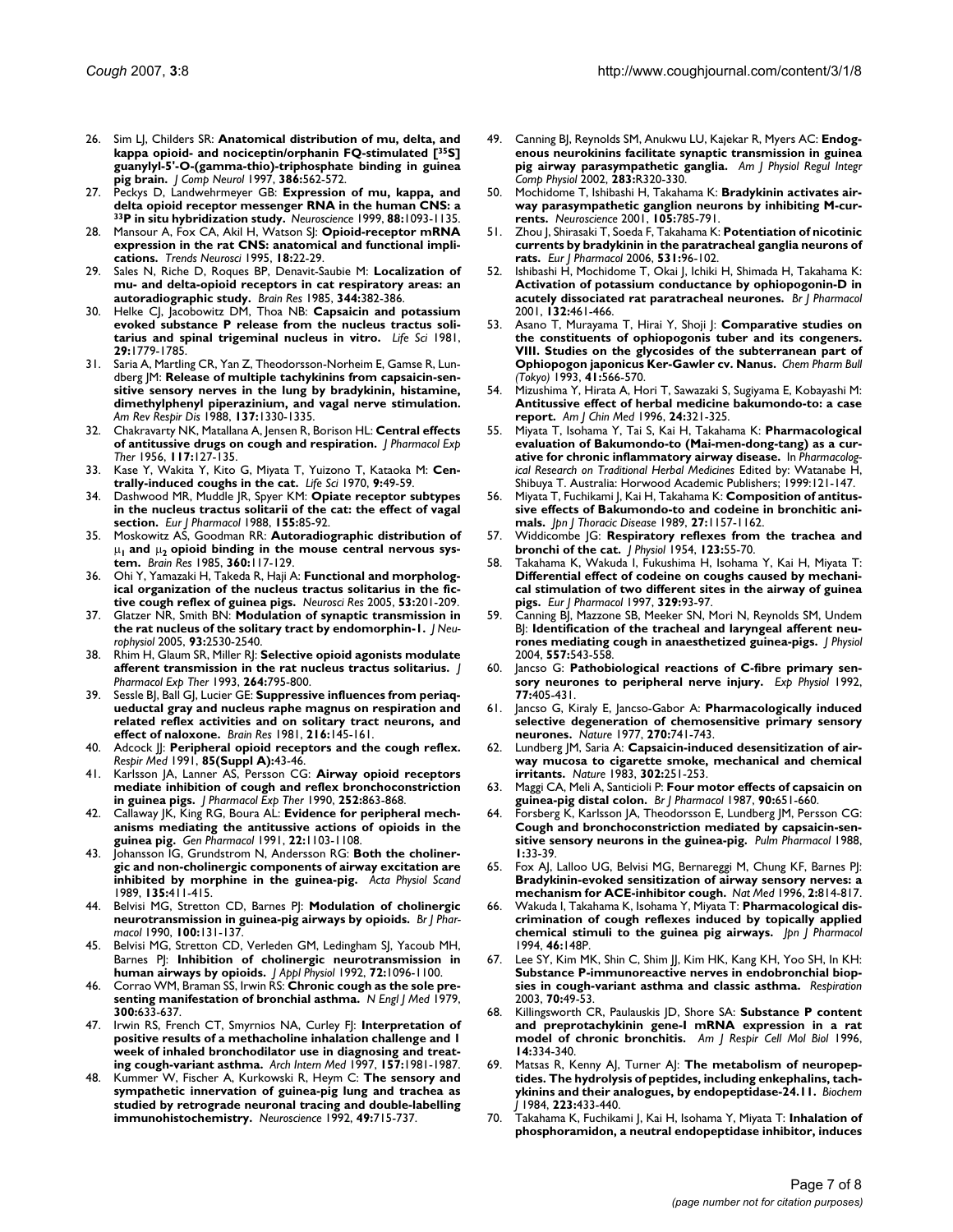26. Sim LJ, Childers SR: **Anatomical distribution of mu, delta, and kappa opioid- and nociceptin/orphanin FQ-stimulated [$^{35}$S] guanylyl-5'-O-(gamma-thio)-triphosphate binding in guinea pig brain.** *J Comp Neurol* 1997, **386:**562-572.
27. Peckys D, Landwehrmeyer GB: **Expression of mu, kappa, and delta opioid receptor messenger RNA in the human CNS: a $^{33}$P in situ hybridization study.** *Neuroscience* 1999, **88:**1093-1135.
28. Mansour A, Fox CA, Akil H, Watson SJ: **Opioid-receptor mRNA expression in the rat CNS: anatomical and functional implications.** *Trends Neurosci* 1995, **18:**22-29.
29. Sales N, Riche D, Roques BP, Denavit-Saubie M: **Localization of mu- and delta-opioid receptors in cat respiratory areas: an autoradiographic study.** *Brain Res* 1985, **344:**382-386.
30. Helke CJ, Jacobowitz DM, Thoa NB: **Capsaicin and potassium evoked substance P release from the nucleus tractus solitarius and spinal trigeminal nucleus in vitro.** *Life Sci* 1981, **29:**1779-1785.
31. Saria A, Martling CR, Yan Z, Theodorsson-Norheim E, Gamse R, Lundberg JM: **Release of multiple tachykinins from capsaicin-sensitive sensory nerves in the lung by bradykinin, histamine, dimethylphenyl piperazinium, and vagal nerve stimulation.** *Am Rev Respir Dis* 1988, **137:**1330-1335.
32. Chakravarty NK, Matallana A, Jensen R, Borison HL: **Central effects of antitussive drugs on cough and respiration.** *J Pharmacol Exp Ther* 1956, **117:**127-135.
33. Kase Y, Wakita Y, Kito G, Miyata T, Yuizono T, Kataoka M: **Centrally-induced coughs in the cat.** *Life Sci* 1970, **9:**49-59.
34. Dashwood MR, Muddle JR, Spyer KM: **Opiate receptor subtypes in the nucleus tractus solitarii of the cat: the effect of vagal section.** *Eur J Pharmacol* 1988, **155:**85-92.
35. Moskowitz AS, Goodman RR: **Autoradiographic distribution of $\mu_1$ and $\mu_2$ opioid binding in the mouse central nervous system.** *Brain Res* 1985, **360:**117-129.
36. Ohi Y, Yamazaki H, Takeda R, Haji A: **Functional and morphological organization of the nucleus tractus solitarius in the fictive cough reflex of guinea pigs.** *Neurosci Res* 2005, **53:**201-209.
37. Glatzer NR, Smith BN: **Modulation of synaptic transmission in the rat nucleus of the solitary tract by endomorphin-1.** *J Neurophysiol* 2005, **93:**2530-2540.
38. Rhim H, Glaum SR, Miller RJ: **Selective opioid agonists modulate afferent transmission in the rat nucleus tractus solitarius.** *J Pharmacol Exp Ther* 1993, **264:**795-800.
39. Sessle BJ, Ball GJ, Lucier GE: **Suppressive influences from periaqueductal gray and nucleus raphe magnus on respiration and related reflex activities and on solitary tract neurons, and effect of naloxone.** *Brain Res* 1981, **216:**145-161.
40. Adcock JJ: **Peripheral opioid receptors and the cough reflex.** *Respir Med* 1991, **85(Suppl A):**43-46.
41. Karlsson JA, Lanner AS, Persson CG: **Airway opioid receptors mediate inhibition of cough and reflex bronchoconstriction in guinea pigs.** *J Pharmacol Exp Ther* 1990, **252:**863-868.
42. Callaway JK, King RG, Boura AL: **Evidence for peripheral mechanisms mediating the antitussive actions of opioids in the guinea pig.** *Gen Pharmacol* 1991, **22:**1103-1108.
43. Johansson IG, Grundstrom N, Andersson RG: **Both the cholinergic and non-cholinergic components of airway excitation are inhibited by morphine in the guinea-pig.** *Acta Physiol Scand* 1989, **135:**411-415.
44. Belvisi MG, Stretton CD, Barnes PJ: **Modulation of cholinergic neurotransmission in guinea-pig airways by opioids.** *Br J Pharmacol* 1990, **100:**131-137.
45. Belvisi MG, Stretton CD, Verleden GM, Ledingham SJ, Yacoub MH, Barnes PJ: **Inhibition of cholinergic neurotransmission in human airways by opioids.** *J Appl Physiol* 1992, **72:**1096-1100.
46. Corrao WM, Braman SS, Irwin RS: **Chronic cough as the sole presenting manifestation of bronchial asthma.** *N Engl J Med* 1979, **300:**633-637.
47. Irwin RS, French CT, Smyrnios NA, Curley FJ: **Interpretation of positive results of a methacholine inhalation challenge and 1 week of inhaled bronchodilator use in diagnosing and treating cough-variant asthma.** *Arch Intern Med* 1997, **157:**1981-1987.
48. Kummer W, Fischer A, Kurkowski R, Heym C: **The sensory and sympathetic innervation of guinea-pig lung and trachea as studied by retrograde neuronal tracing and double-labelling immunohistochemistry.** *Neuroscience* 1992, **49:**715-737.
49. Canning BJ, Reynolds SM, Anukwu LU, Kajekar R, Myers AC: **Endogenous neurokinins facilitate synaptic transmission in guinea pig airway parasympathetic ganglia.** *Am J Physiol Regul Integr Comp Physiol* 2002, **283:**R320-330.
50. Mochidome T, Ishibashi H, Takahama K: **Bradykinin activates airway parasympathetic ganglion neurons by inhibiting M-currents.** *Neuroscience* 2001, **105:**785-791.
51. Zhou J, Shirasaki T, Soeda F, Takahama K: **Potentiation of nicotinic currents by bradykinin in the paratracheal ganglia neurons of rats.** *Eur J Pharmacol* 2006, **531:**96-102.
52. Ishibashi H, Mochidome T, Okai J, Ichiki H, Shimada H, Takahama K: **Activation of potassium conductance by ophiopogonin-D in acutely dissociated rat paratracheal neurones.** *Br J Pharmacol* 2001, **132:**461-466.
53. Asano T, Murayama T, Hirai Y, Shoji J: **Comparative studies on the constituents of ophiopogonis tuber and its congeners. VIII. Studies on the glycosides of the subterranean part of Ophiopogon japonicus Ker-Gawler cv. Nanus.** *Chem Pharm Bull (Tokyo)* 1993, **41:**566-570.
54. Mizushima Y, Hirata A, Hori T, Sawazaki S, Sugiyama E, Kobayashi M: **Antitussive effect of herbal medicine bakumondo-to: a case report.** *Am J Chin Med* 1996, **24:**321-325.
55. Miyata T, Isohama Y, Tai S, Kai H, Takahama K: **Pharmacological evaluation of Bakumondo-to (Mai-men-dong-tang) as a curative for chronic inflammatory airway disease.** In *Pharmacological Research on Traditional Herbal Medicines* Edited by: Watanabe H, Shibuya T. Australia: Horwood Academic Publishers; 1999:121-147.
56. Miyata T, Fuchikami J, Kai H, Takahama K: **Composition of antitussive effects of Bakumondo-to and codeine in bronchitic animals.** *Jpn J Thoracic Disease* 1989, **27:**1157-1162.
57. Widdicombe JG: **Respiratory reflexes from the trachea and bronchi of the cat.** *J Physiol* 1954, **123:**55-70.
58. Takahama K, Wakuda I, Fukushima H, Isohama Y, Kai H, Miyata T: **Differential effect of codeine on coughs caused by mechanical stimulation of two different sites in the airway of guinea pigs.** *Eur J Pharmacol* 1997, **329:**93-97.
59. Canning BJ, Mazzone SB, Meeker SN, Mori N, Reynolds SM, Undem BJ: **Identification of the tracheal and laryngeal afferent neurones mediating cough in anaesthetized guinea-pigs.** *J Physiol* 2004, **557:**543-558.
60. Jancso G: **Pathobiological reactions of C-fibre primary sensory neurones to peripheral nerve injury.** *Exp Physiol* 1992, **77:**405-431.
61. Jancso G, Kiraly E, Jancso-Gabor A: **Pharmacologically induced selective degeneration of chemosensitive primary sensory neurones.** *Nature* 1977, **270:**741-743.
62. Lundberg JM, Saria A: **Capsaicin-induced desensitization of airway mucosa to cigarette smoke, mechanical and chemical irritants.** *Nature* 1983, **302:**251-253.
63. Maggi CA, Meli A, Santicioli P: **Four motor effects of capsaicin on guinea-pig distal colon.** *Br J Pharmacol* 1987, **90:**651-660.
64. Forsberg K, Karlsson JA, Theodorsson E, Lundberg JM, Persson CG: **Cough and bronchoconstriction mediated by capsaicin-sensitive sensory neurons in the guinea-pig.** *Pulm Pharmacol* 1988, **1:**33-39.
65. Fox AJ, Lalloo UG, Belvisi MG, Bernareggi M, Chung KF, Barnes PJ: **Bradykinin-evoked sensitization of airway sensory nerves: a mechanism for ACE-inhibitor cough.** *Nat Med* 1996, **2:**814-817.
66. Wakuda I, Takahama K, Isohama Y, Miyata T: **Pharmacological discrimination of cough reflexes induced by topically applied chemical stimuli to the guinea pig airways.** *Jpn J Pharmacol* 1994, **46:**148P.
67. Lee SY, Kim MK, Shin C, Shim JJ, Kim HK, Kang KH, Yoo SH, In KH: **Substance P-immunoreactive nerves in endobronchial biopsies in cough-variant asthma and classic asthma.** *Respiration* 2003, **70:**49-53.
68. Killingsworth CR, Paulauskis JD, Shore SA: **Substance P content and preprotachykinin gene-I mRNA expression in a rat model of chronic bronchitis.** *Am J Respir Cell Mol Biol* 1996, **14:**334-340.
69. Matsas R, Kenny AJ, Turner AJ: **The metabolism of neuropeptides. The hydrolysis of peptides, including enkephalins, tachykinins and their analogues, by endopeptidase-24.11.** *Biochem J* 1984, **223:**433-440.
70. Takahama K, Fuchikami J, Kai H, Isohama Y, Miyata T: **Inhalation of phosphoramidon, a neutral endopeptidase inhibitor, induces**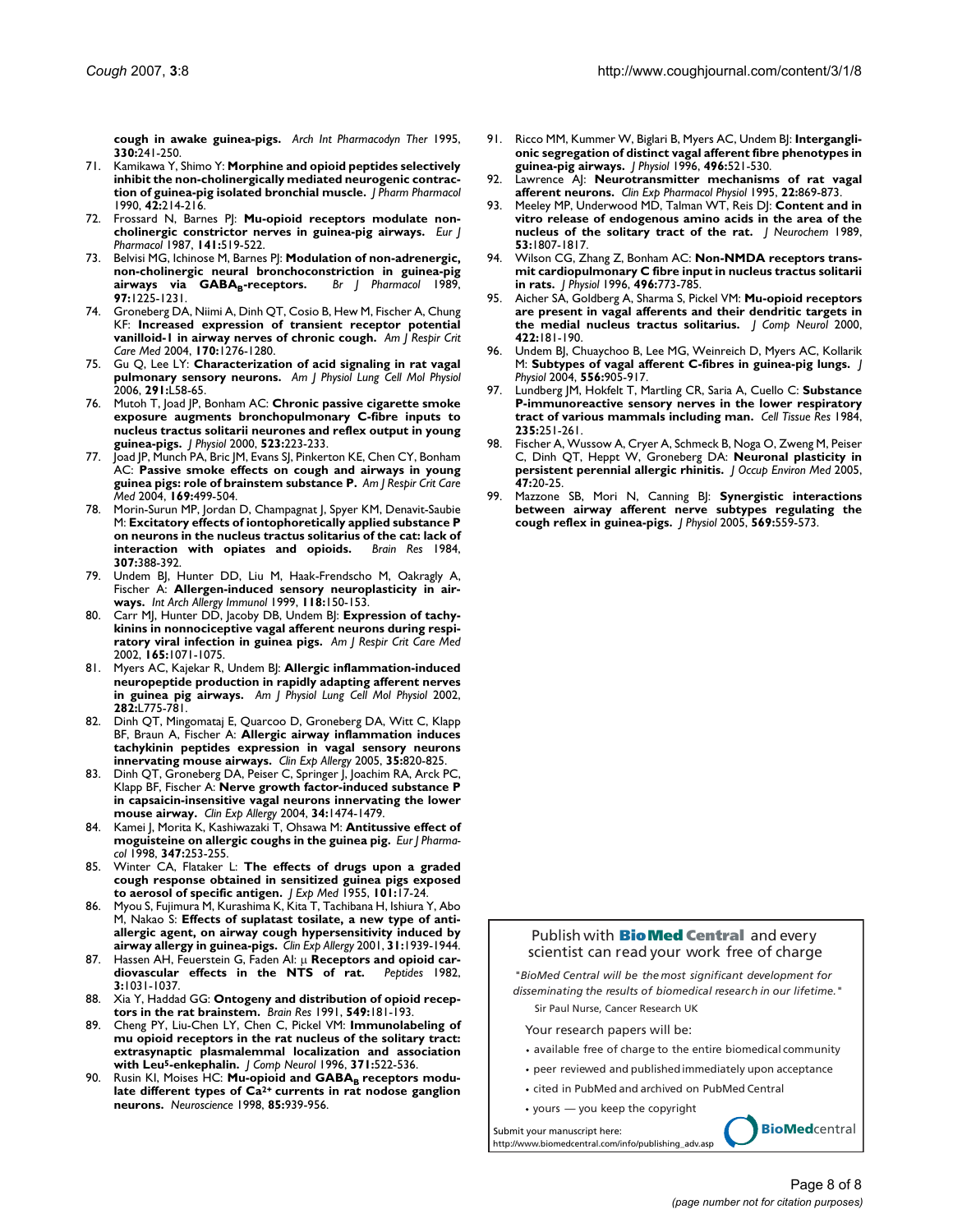cough in awake guinea-pigs. *Arch Int Pharmacodyn Ther* 1995, **330:**241-250.

71. Kamikawa Y, Shimo Y: **Morphine and opioid peptides selectively inhibit the non-cholinergically mediated neurogenic contraction of guinea-pig isolated bronchial muscle.** *J Pharm Pharmacol* 1990, **42:**214-216.
72. Frossard N, Barnes PJ: **Mu-opioid receptors modulate non-cholinergic constrictor nerves in guinea-pig airways.** *Eur J Pharmacol* 1987, **141:**519-522.
73. Belvisi MG, Ichinose M, Barnes PJ: **Modulation of non-adrenergic, non-cholinergic neural bronchoconstriction in guinea-pig airways via $GABA_B$-receptors.** *Br J Pharmacol* 1989, **97:**1225-1231.
74. Groneberg DA, Niimi A, Dinh QT, Cosio B, Hew M, Fischer A, Chung KF: **Increased expression of transient receptor potential vanilloid-1 in airway nerves of chronic cough.** *Am J Respir Crit Care Med* 2004, **170:**1276-1280.
75. Gu Q, Lee LY: **Characterization of acid signaling in rat vagal pulmonary sensory neurons.** *Am J Physiol Lung Cell Mol Physiol* 2006, **291:**L58-65.
76. Mutoh T, Joad JP, Bonham AC: **Chronic passive cigarette smoke exposure augments bronchopulmonary C-fibre inputs to nucleus tractus solitarii neurones and reflex output in young guinea-pigs.** *J Physiol* 2000, **523:**223-233.
77. Joad JP, Munch PA, Bric JM, Evans SJ, Pinkerton KE, Chen CY, Bonham AC: **Passive smoke effects on cough and airways in young guinea pigs: role of brainstem substance P.** *Am J Respir Crit Care Med* 2004, **169:**499-504.
78. Morin-Surun MP, Jordan D, Champagnat J, Spyer KM, Denavit-Saubie M: **Excitatory effects of iontophoretically applied substance P on neurons in the nucleus tractus solitarius of the cat: lack of interaction with opiates and opioids.** *Brain Res* 1984, **307:**388-392.
79. Undem BJ, Hunter DD, Liu M, Haak-Frendscho M, Oakragly A, Fischer A: **Allergen-induced sensory neuroplasticity in airways.** *Int Arch Allergy Immunol* 1999, **118:**150-153.
80. Carr MJ, Hunter DD, Jacoby DB, Undem BJ: **Expression of tachykinins in nonnociceptive vagal afferent neurons during respiratory viral infection in guinea pigs.** *Am J Respir Crit Care Med* 2002, **165:**1071-1075.
81. Myers AC, Kajekar R, Undem BJ: **Allergic inflammation-induced neuropeptide production in rapidly adapting afferent nerves in guinea pig airways.** *Am J Physiol Lung Cell Mol Physiol* 2002, **282:**L775-781.
82. Dinh QT, Mingomataj E, Quarcoo D, Groneberg DA, Witt C, Klapp BF, Braun A, Fischer A: **Allergic airway inflammation induces tachykinin peptides expression in vagal sensory neurons innervating mouse airways.** *Clin Exp Allergy* 2005, **35:**820-825.
83. Dinh QT, Groneberg DA, Peiser C, Springer J, Joachim RA, Arck PC, Klapp BF, Fischer A: **Nerve growth factor-induced substance P in capsaicin-insensitive vagal neurons innervating the lower mouse airway.** *Clin Exp Allergy* 2004, **34:**1474-1479.
84. Kamei J, Morita K, Kashiwazaki T, Ohsawa M: **Antitussive effect of moguisteine on allergic coughs in the guinea pig.** *Eur J Pharmacol* 1998, **347:**253-255.
85. Winter CA, Flataker L: **The effects of drugs upon a graded cough response obtained in sensitized guinea pigs exposed to aerosol of specific antigen.** *J Exp Med* 1955, **101:**17-24.
86. Myou S, Fujimura M, Kurashima K, Kita T, Tachibana H, Ishiura Y, Abo M, Nakao S: **Effects of suplatast tosilate, a new type of anti-allergic agent, on airway cough hypersensitivity induced by airway allergy in guinea-pigs.** *Clin Exp Allergy* 2001, **31:**1939-1944.
87. Hassen AH, Feuerstein G, Faden AI: **μ Receptors and opioid cardiovascular effects in the NTS of rat.** *Peptides* 1982, **3:**1031-1037.
88. Xia Y, Haddad GG: **Ontogeny and distribution of opioid receptors in the rat brainstem.** *Brain Res* 1991, **549:**181-193.
89. Cheng PY, Liu-Chen LY, Chen C, Pickel VM: **Immunolabeling of mu opioid receptors in the rat nucleus of the solitary tract: extrasynaptic plasmalemmal localization and association with $Leu^5$-enkephalin.** *J Comp Neurol* 1996, **371:**522-536.
90. Rusin KI, Moises HC: **Mu-opioid and $GABA_B$ receptors modulate different types of $Ca^{2+}$ currents in rat nodose ganglion neurons.** *Neuroscience* 1998, **85:**939-956.
91. Ricco MM, Kummer W, Biglari B, Myers AC, Undem BJ: **Interganglionic segregation of distinct vagal afferent fibre phenotypes in guinea-pig airways.** *J Physiol* 1996, **496:**521-530.
92. Lawrence AJ: **Neurotransmitter mechanisms of rat vagal afferent neurons.** *Clin Exp Pharmacol Physiol* 1995, **22:**869-873.
93. Meeley MP, Underwood MD, Talman WT, Reis DJ: **Content and in vitro release of endogenous amino acids in the area of the nucleus of the solitary tract of the rat.** *J Neurochem* 1989, **53:**1807-1817.
94. Wilson CG, Zhang Z, Bonham AC: **Non-NMDA receptors transmit cardiopulmonary C fibre input in nucleus tractus solitarii in rats.** *J Physiol* 1996, **496:**773-785.
95. Aicher SA, Goldberg A, Sharma S, Pickel VM: **Mu-opioid receptors are present in vagal afferents and their dendritic targets in the medial nucleus tractus solitarius.** *J Comp Neurol* 2000, **422:**181-190.
96. Undem BJ, Chuaychoo B, Lee MG, Weinreich D, Myers AC, Kollarik M: **Subtypes of vagal afferent C-fibres in guinea-pig lungs.** *J Physiol* 2004, **556:**905-917.
97. Lundberg JM, Hokfelt T, Martling CR, Saria A, Cuello C: **Substance P-immunoreactive sensory nerves in the lower respiratory tract of various mammals including man.** *Cell Tissue Res* 1984, **235:**251-261.
98. Fischer A, Wussow A, Cryer A, Schmeck B, Noga O, Zweng M, Peiser C, Dinh QT, Heppt W, Groneberg DA: **Neuronal plasticity in persistent perennial allergic rhinitis.** *J Occup Environ Med* 2005, **47:**20-25.
99. Mazzone SB, Mori N, Canning BJ: **Synergistic interactions between airway afferent nerve subtypes regulating the cough reflex in guinea-pigs.** *J Physiol* 2005, **569:**559-573.

Publish with **BioMed Central** and every scientist can read your work free of charge

*"BioMed Central will be the most significant development for disseminating the results of biomedical research in our lifetime."*
Sir Paul Nurse, Cancer Research UK

Your research papers will be:

- available free of charge to the entire biomedical community
- peer reviewed and published immediately upon acceptance
- cited in PubMed and archived on PubMed Central
- yours — you keep the copyright

Submit your manuscript here:
http://www.biomedcentral.com/info/publishing_adv.asp

BioMedcentral